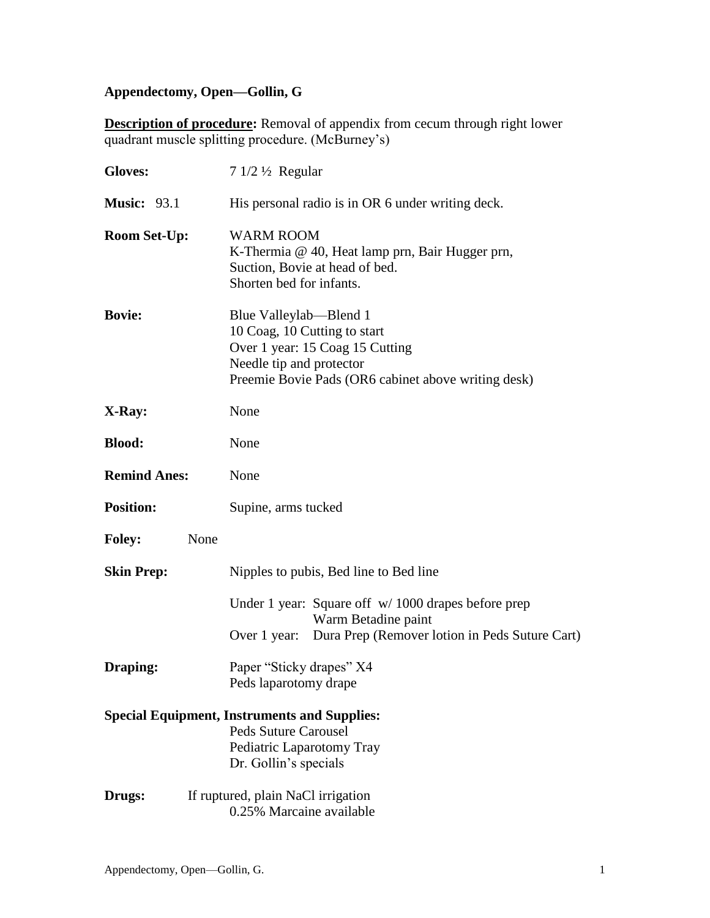**Appendectomy, Open—Gollin, G**

**<u>Description of procedure</u>:** Removal of appendix from cecum through right lower quadrant muscle splitting procedure. (McBurney's)

**Gloves:** 7 1/2 ½ Regular

**Music:** 93.1 His personal radio is in OR 6 under writing deck.

**Room Set-Up:** WARM ROOM
K-Thermia @ 40, Heat lamp prn, Bair Hugger prn,
Suction, Bovie at head of bed.
Shorten bed for infants.

**Bovie:** Blue Valleylab—Blend 1
10 Coag, 10 Cutting to start
Over 1 year: 15 Coag 15 Cutting
Needle tip and protector
Preemie Bovie Pads (OR6 cabinet above writing desk)

**X-Ray:** None

**Blood:** None

**Remind Anes:** None

**Position:** Supine, arms tucked

**Foley:** None

**Skin Prep:** Nipples to pubis, Bed line to Bed line

Under 1 year: Square off w/ 1000 drapes before prep
Warm Betadine paint
Over 1 year: Dura Prep (Remover lotion in Peds Suture Cart)

**Draping:** Paper "Sticky drapes" X4
Peds laparotomy drape

**Special Equipment, Instruments and Supplies:**
Peds Suture Carousel
Pediatric Laparotomy Tray
Dr. Gollin's specials

**Drugs:** If ruptured, plain NaCl irrigation
0.25% Marcaine available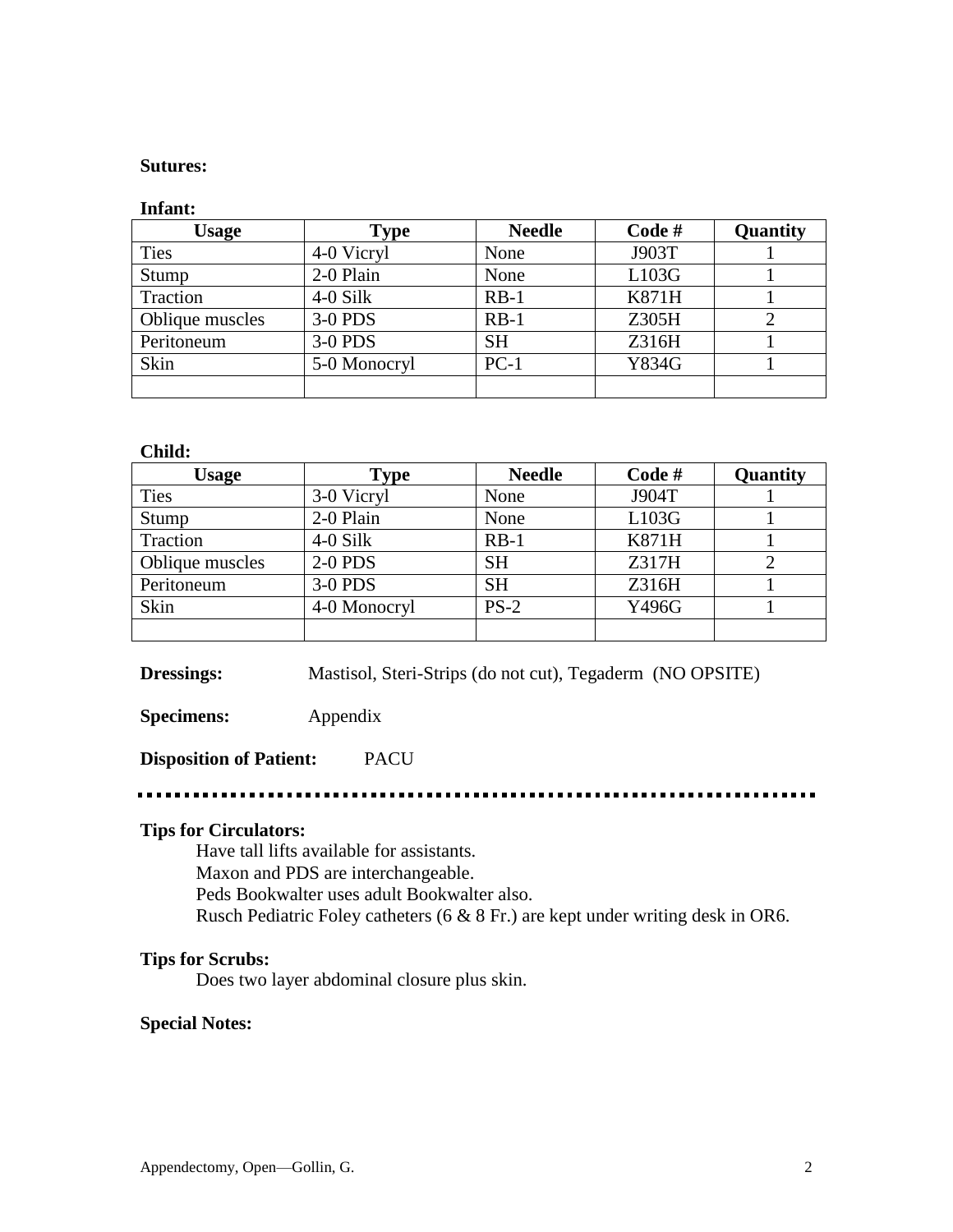**Sutures:**

**Infant:**

| Usage | Type | Needle | Code # | Quantity |
|---|---|---|---|---|
| Ties | 4-0 Vicryl | None | J903T | 1 |
| Stump | 2-0 Plain | None | L103G | 1 |
| Traction | 4-0 Silk | RB-1 | K871H | 1 |
| Oblique muscles | 3-0 PDS | RB-1 | Z305H | 2 |
| Peritoneum | 3-0 PDS | SH | Z316H | 1 |
| Skin | 5-0 Monocryl | PC-1 | Y834G | 1 |
| | | | | |

**Child:**

| Usage | Type | Needle | Code # | Quantity |
|---|---|---|---|---|
| Ties | 3-0 Vicryl | None | J904T | 1 |
| Stump | 2-0 Plain | None | L103G | 1 |
| Traction | 4-0 Silk | RB-1 | K871H | 1 |
| Oblique muscles | 2-0 PDS | SH | Z317H | 2 |
| Peritoneum | 3-0 PDS | SH | Z316H | 1 |
| Skin | 4-0 Monocryl | PS-2 | Y496G | 1 |
| | | | | |

**Dressings:** Mastisol, Steri-Strips (do not cut), Tegaderm (NO OPSITE)

**Specimens:** Appendix

**Disposition of Patient:** PACU

---

**Tips for Circulators:**

Have tall lifts available for assistants.
Maxon and PDS are interchangeable.
Peds Bookwalter uses adult Bookwalter also.
Rusch Pediatric Foley catheters (6 & 8 Fr.) are kept under writing desk in OR6.

**Tips for Scrubs:**

Does two layer abdominal closure plus skin.

**Special Notes:**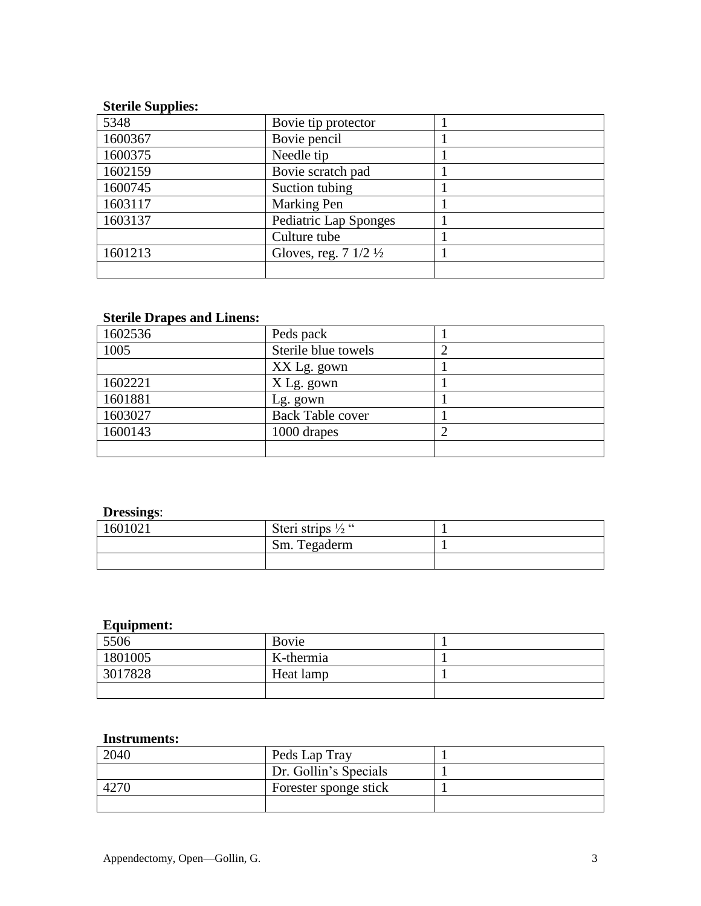**Sterile Supplies:**

| | | |
|---|---|---|
| 5348 | Bovie tip protector | 1 |
| 1600367 | Bovie pencil | 1 |
| 1600375 | Needle tip | 1 |
| 1602159 | Bovie scratch pad | 1 |
| 1600745 | Suction tubing | 1 |
| 1603117 | Marking Pen | 1 |
| 1603137 | Pediatric Lap Sponges | 1 |
| | Culture tube | 1 |
| 1601213 | Gloves, reg. 7 1/2 ½ | 1 |
| | | |

**Sterile Drapes and Linens:**

| | | |
|---|---|---|
| 1602536 | Peds pack | 1 |
| 1005 | Sterile blue towels | 2 |
| | XX Lg. gown | 1 |
| 1602221 | X Lg. gown | 1 |
| 1601881 | Lg. gown | 1 |
| 1603027 | Back Table cover | 1 |
| 1600143 | 1000 drapes | 2 |
| | | |

**Dressings**:

| | | |
|---|---|---|
| 1601021 | Steri strips ½ " | 1 |
| | Sm. Tegaderm | 1 |
| | | |

**Equipment:**

| | | |
|---|---|---|
| 5506 | Bovie | 1 |
| 1801005 | K-thermia | 1 |
| 3017828 | Heat lamp | 1 |
| | | |

**Instruments:**

| | | |
|---|---|---|
| 2040 | Peds Lap Tray | 1 |
| | Dr. Gollin's Specials | 1 |
| 4270 | Forester sponge stick | 1 |
| | | |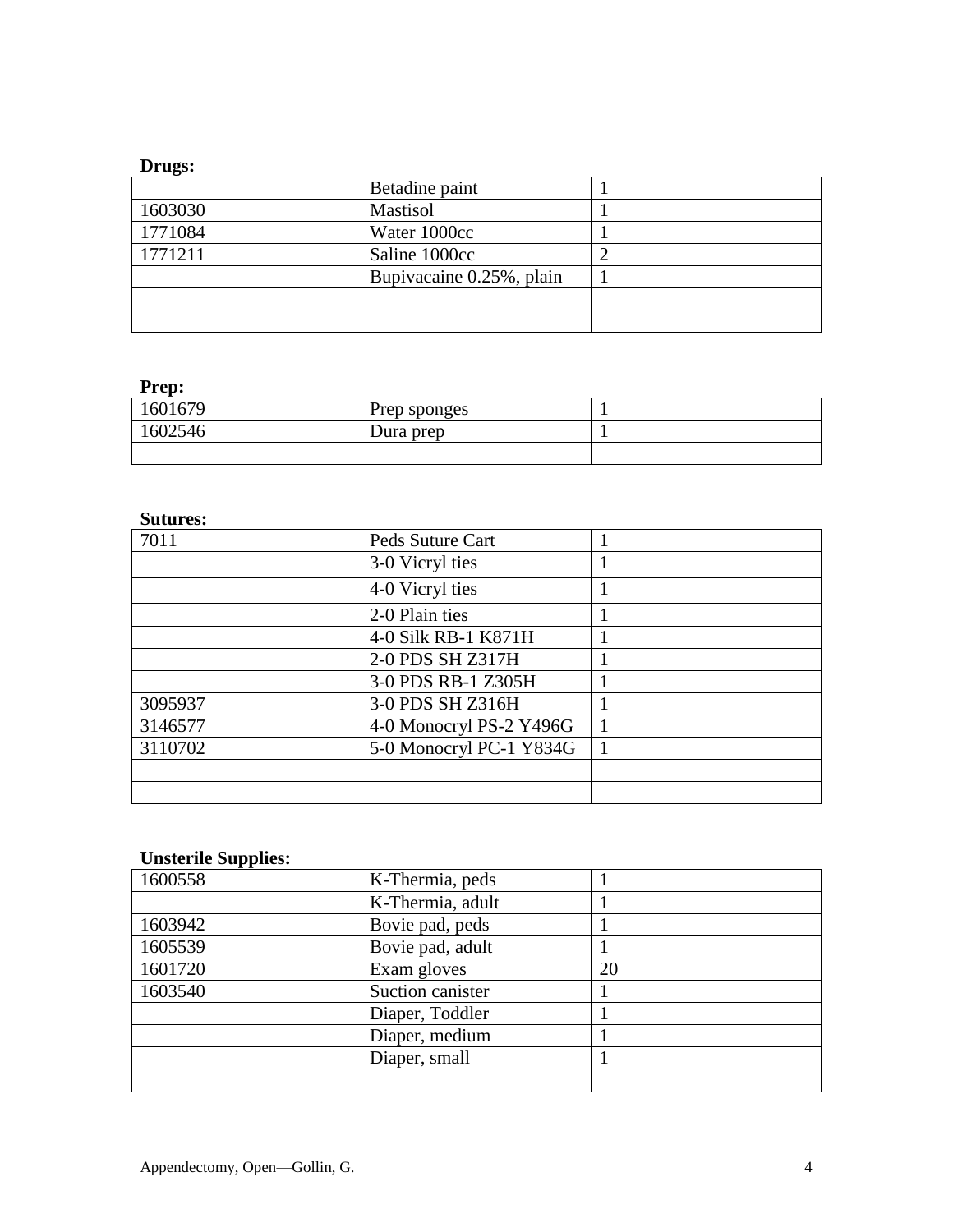**Drugs:**

| | | |
|---|---|---|
| | Betadine paint | 1 |
| 1603030 | Mastisol | 1 |
| 1771084 | Water 1000cc | 1 |
| 1771211 | Saline 1000cc | 2 |
| | Bupivacaine 0.25%, plain | 1 |
| | | |
| | | |

**Prep:**

| | | |
|---|---|---|
| 1601679 | Prep sponges | 1 |
| 1602546 | Dura prep | 1 |
| | | |

**Sutures:**

| | | |
|---|---|---|
| 7011 | Peds Suture Cart | 1 |
| | 3-0 Vicryl ties | 1 |
| | 4-0 Vicryl ties | 1 |
| | 2-0 Plain ties | 1 |
| | 4-0 Silk RB-1 K871H | 1 |
| | 2-0 PDS SH Z317H | 1 |
| | 3-0 PDS RB-1 Z305H | 1 |
| 3095937 | 3-0 PDS SH Z316H | 1 |
| 3146577 | 4-0 Monocryl PS-2 Y496G | 1 |
| 3110702 | 5-0 Monocryl PC-1 Y834G | 1 |
| | | |
| | | |

**Unsterile Supplies:**

| | | |
|---|---|---|
| 1600558 | K-Thermia, peds | 1 |
| | K-Thermia, adult | 1 |
| 1603942 | Bovie pad, peds | 1 |
| 1605539 | Bovie pad, adult | 1 |
| 1601720 | Exam gloves | 20 |
| 1603540 | Suction canister | 1 |
| | Diaper, Toddler | 1 |
| | Diaper, medium | 1 |
| | Diaper, small | 1 |
| | | |